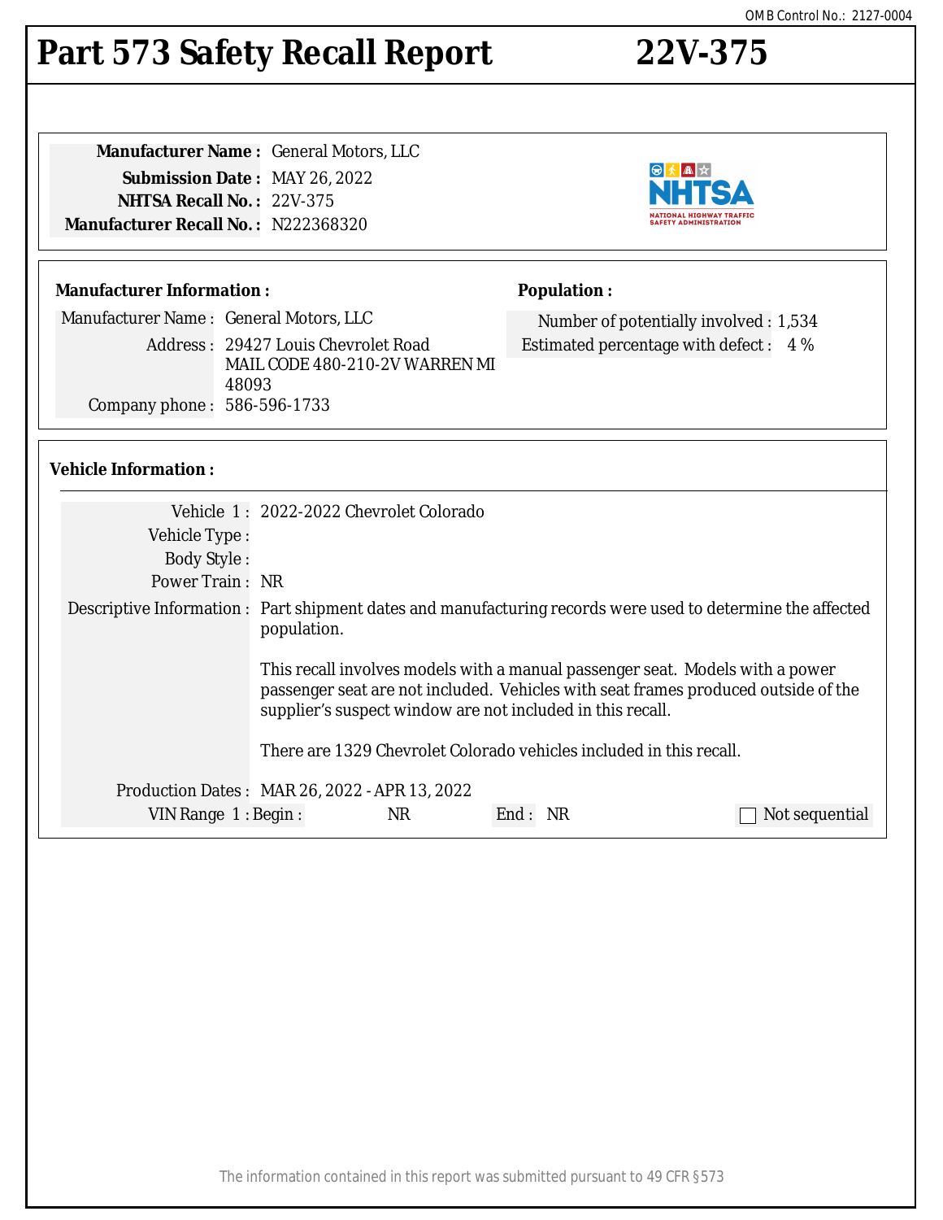OMB Control No.: 2127-0004

# Part 573 Safety Recall Report 22V-375

**Manufacturer Name :** General Motors, LLC
**Submission Date :** MAY 26, 2022
**NHTSA Recall No. :** 22V-375
**Manufacturer Recall No. :** N222368320

**Manufacturer Information :**

Manufacturer Name : General Motors, LLC
Address : 29427 Louis Chevrolet Road
MAIL CODE 480-210-2V WARREN MI 48093
Company phone : 586-596-1733

**Population :**

Number of potentially involved : 1,534
Estimated percentage with defect : 4 %

**Vehicle Information :**

Vehicle 1 : 2022-2022 Chevrolet Colorado
Vehicle Type :
Body Style :
Power Train : NR
Descriptive Information : Part shipment dates and manufacturing records were used to determine the affected population.

This recall involves models with a manual passenger seat. Models with a power passenger seat are not included. Vehicles with seat frames produced outside of the supplier's suspect window are not included in this recall.

There are 1329 Chevrolet Colorado vehicles included in this recall.

Production Dates : MAR 26, 2022 - APR 13, 2022
VIN Range 1 : Begin : NR End : NR ☐ Not sequential

The information contained in this report was submitted pursuant to 49 CFR §573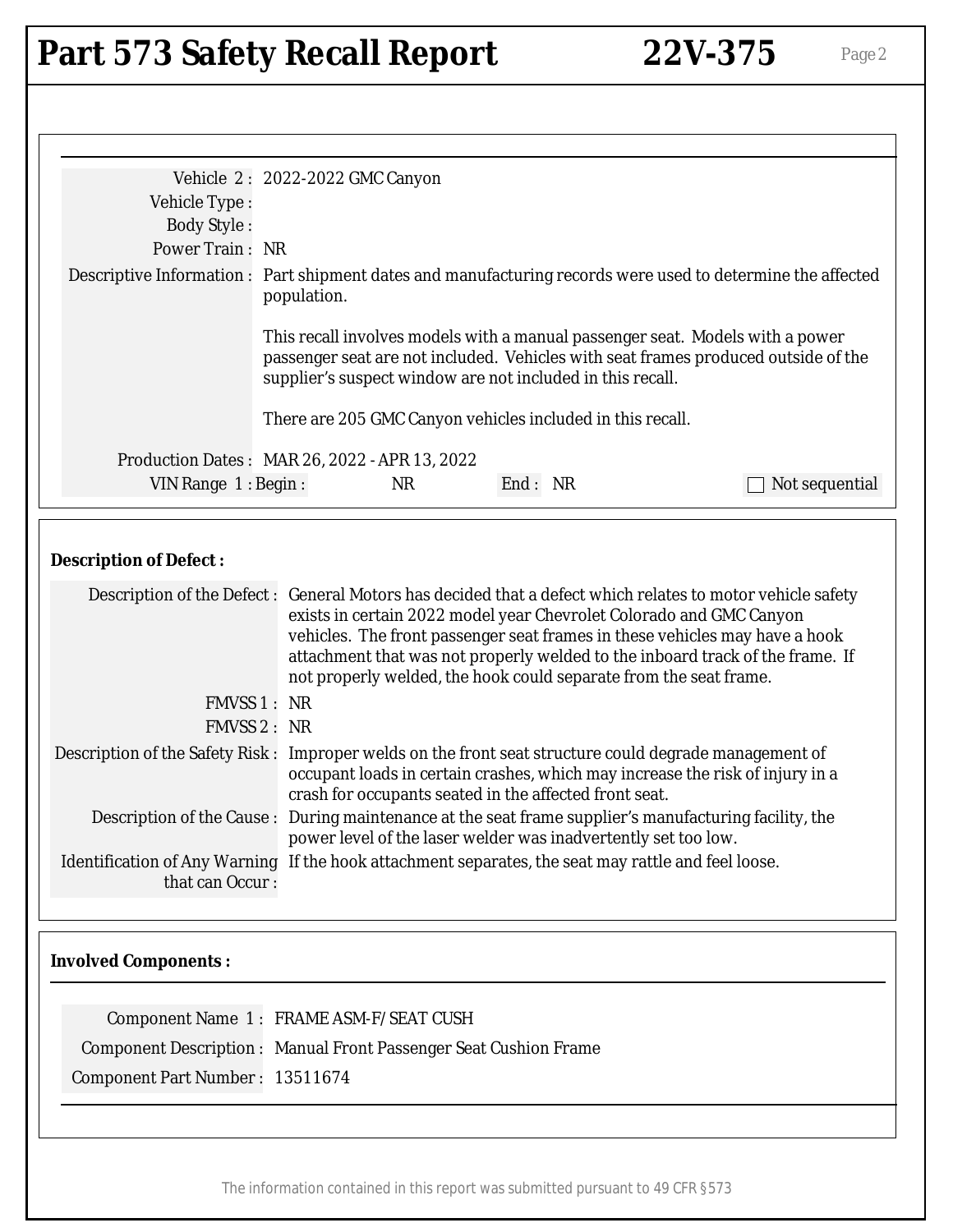# Part 573 Safety Recall Report 22V-375

| | |
|---|---|
| Vehicle 2 : | 2022-2022 GMC Canyon |
| Vehicle Type : | |
| Body Style : | |
| Power Train : | NR |
| Descriptive Information : | Part shipment dates and manufacturing records were used to determine the affected population.<br><br>This recall involves models with a manual passenger seat. Models with a power passenger seat are not included. Vehicles with seat frames produced outside of the supplier's suspect window are not included in this recall.<br><br>There are 205 GMC Canyon vehicles included in this recall. |
| Production Dates : | MAR 26, 2022 - APR 13, 2022 |
| VIN Range 1 : Begin : | NR End : NR ☐ Not sequential |

**Description of Defect :**

| | |
|---|---|
| Description of the Defect : | General Motors has decided that a defect which relates to motor vehicle safety exists in certain 2022 model year Chevrolet Colorado and GMC Canyon vehicles. The front passenger seat frames in these vehicles may have a hook attachment that was not properly welded to the inboard track of the frame. If not properly welded, the hook could separate from the seat frame. |
| FMVSS 1 : | NR |
| FMVSS 2 : | NR |
| Description of the Safety Risk : | Improper welds on the front seat structure could degrade management of occupant loads in certain crashes, which may increase the risk of injury in a crash for occupants seated in the affected front seat. |
| Description of the Cause : | During maintenance at the seat frame supplier's manufacturing facility, the power level of the laser welder was inadvertently set too low. |
| Identification of Any Warning that can Occur : | If the hook attachment separates, the seat may rattle and feel loose. |

**Involved Components :**

| | |
|---|---|
| Component Name 1 : | FRAME ASM-F/ SEAT CUSH |
| Component Description : | Manual Front Passenger Seat Cushion Frame |
| Component Part Number : | 13511674 |

The information contained in this report was submitted pursuant to 49 CFR §573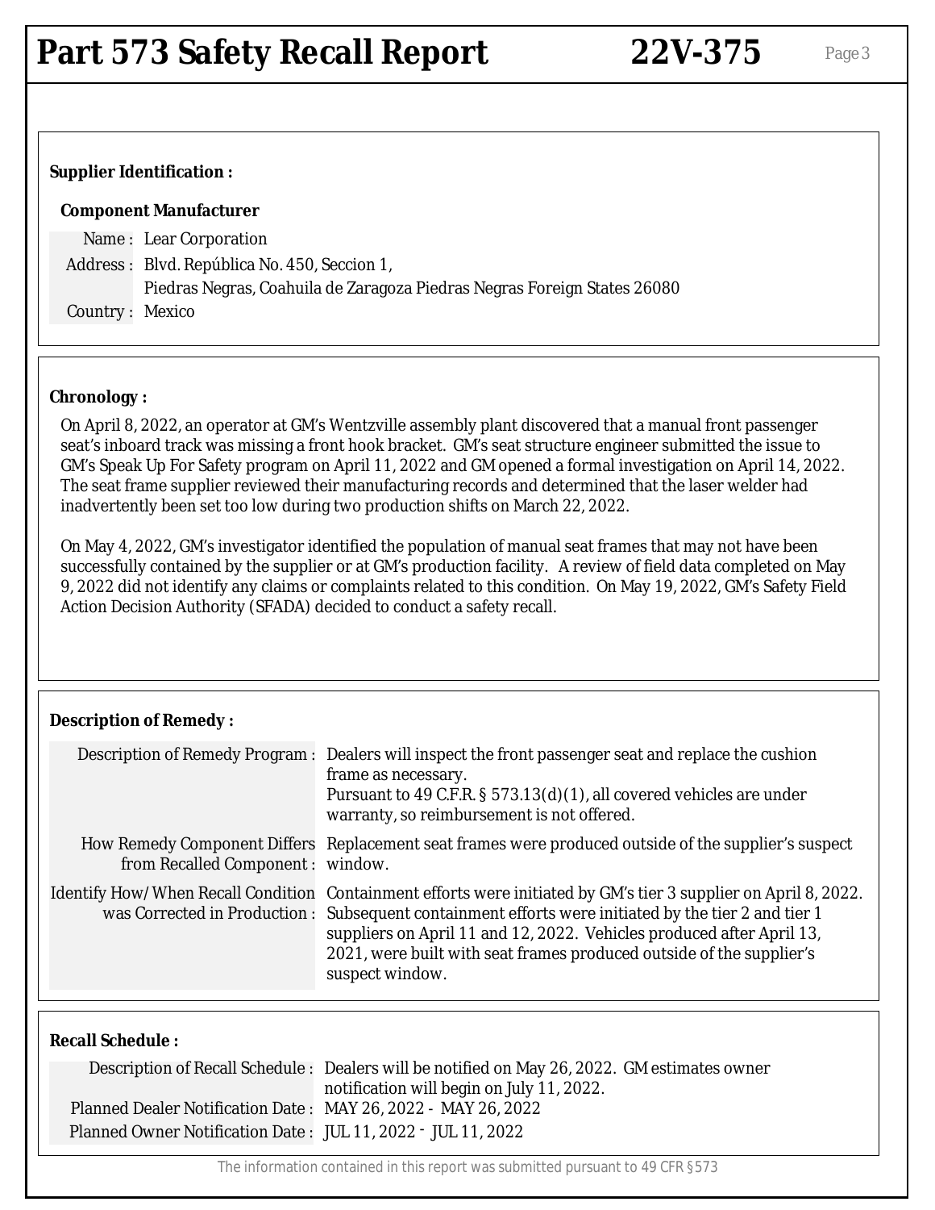# Part 573 Safety Recall Report 22V-375

## Supplier Identification :

### Component Manufacturer

Name : Lear Corporation

Address : Blvd. República No. 450, Seccion 1,
Piedras Negras, Coahuila de Zaragoza Piedras Negras Foreign States 26080

Country : Mexico

## Chronology :

On April 8, 2022, an operator at GM's Wentzville assembly plant discovered that a manual front passenger seat's inboard track was missing a front hook bracket. GM's seat structure engineer submitted the issue to GM's Speak Up For Safety program on April 11, 2022 and GM opened a formal investigation on April 14, 2022. The seat frame supplier reviewed their manufacturing records and determined that the laser welder had inadvertently been set too low during two production shifts on March 22, 2022.

On May 4, 2022, GM's investigator identified the population of manual seat frames that may not have been successfully contained by the supplier or at GM's production facility. A review of field data completed on May 9, 2022 did not identify any claims or complaints related to this condition. On May 19, 2022, GM's Safety Field Action Decision Authority (SFADA) decided to conduct a safety recall.

## Description of Remedy :

Description of Remedy Program : Dealers will inspect the front passenger seat and replace the cushion frame as necessary.
Pursuant to 49 C.F.R. § 573.13(d)(1), all covered vehicles are under warranty, so reimbursement is not offered.

How Remedy Component Differs from Recalled Component : Replacement seat frames were produced outside of the supplier's suspect window.

Identify How/When Recall Condition was Corrected in Production : Containment efforts were initiated by GM's tier 3 supplier on April 8, 2022. Subsequent containment efforts were initiated by the tier 2 and tier 1 suppliers on April 11 and 12, 2022. Vehicles produced after April 13, 2021, were built with seat frames produced outside of the supplier's suspect window.

## Recall Schedule :

Description of Recall Schedule : Dealers will be notified on May 26, 2022. GM estimates owner notification will begin on July 11, 2022.

Planned Dealer Notification Date : MAY 26, 2022 - MAY 26, 2022

Planned Owner Notification Date : JUL 11, 2022 - JUL 11, 2022

The information contained in this report was submitted pursuant to 49 CFR §573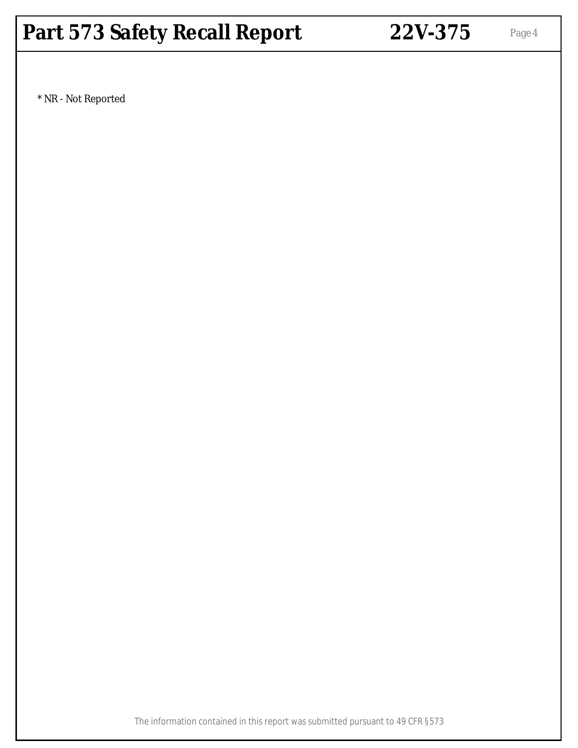* NR - Not Reported